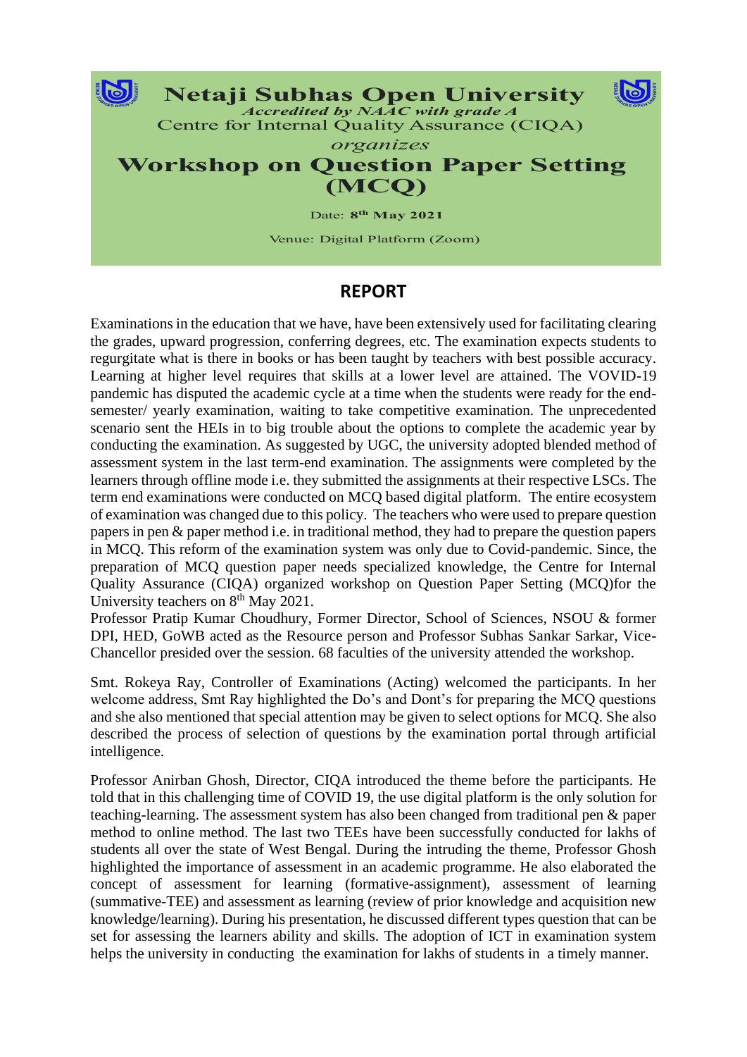# Netaji Subhas Open University

*Accredited by NAAC with grade A*

Centre for Internal Quality Assurance (CIQA)

*organizes*

# Workshop on Question Paper Setting (MCQ)

Date: **8th May 2021**

Venue: Digital Platform (Zoom)

## REPORT

Examinations in the education that we have, have been extensively used for facilitating clearing the grades, upward progression, conferring degrees, etc. The examination expects students to regurgitate what is there in books or has been taught by teachers with best possible accuracy. Learning at higher level requires that skills at a lower level are attained. The VOVID-19 pandemic has disputed the academic cycle at a time when the students were ready for the end-semester/ yearly examination, waiting to take competitive examination. The unprecedented scenario sent the HEIs in to big trouble about the options to complete the academic year by conducting the examination. As suggested by UGC, the university adopted blended method of assessment system in the last term-end examination. The assignments were completed by the learners through offline mode i.e. they submitted the assignments at their respective LSCs. The term end examinations were conducted on MCQ based digital platform. The entire ecosystem of examination was changed due to this policy. The teachers who were used to prepare question papers in pen & paper method i.e. in traditional method, they had to prepare the question papers in MCQ. This reform of the examination system was only due to Covid-pandemic. Since, the preparation of MCQ question paper needs specialized knowledge, the Centre for Internal Quality Assurance (CIQA) organized workshop on Question Paper Setting (MCQ)for the University teachers on 8th May 2021.

Professor Pratip Kumar Choudhury, Former Director, School of Sciences, NSOU & former DPI, HED, GoWB acted as the Resource person and Professor Subhas Sankar Sarkar, Vice-Chancellor presided over the session. 68 faculties of the university attended the workshop.

Smt. Rokeya Ray, Controller of Examinations (Acting) welcomed the participants. In her welcome address, Smt Ray highlighted the Do's and Dont's for preparing the MCQ questions and she also mentioned that special attention may be given to select options for MCQ. She also described the process of selection of questions by the examination portal through artificial intelligence.

Professor Anirban Ghosh, Director, CIQA introduced the theme before the participants. He told that in this challenging time of COVID 19, the use digital platform is the only solution for teaching-learning. The assessment system has also been changed from traditional pen & paper method to online method. The last two TEEs have been successfully conducted for lakhs of students all over the state of West Bengal. During the intruding the theme, Professor Ghosh highlighted the importance of assessment in an academic programme. He also elaborated the concept of assessment for learning (formative-assignment), assessment of learning (summative-TEE) and assessment as learning (review of prior knowledge and acquisition new knowledge/learning). During his presentation, he discussed different types question that can be set for assessing the learners ability and skills. The adoption of ICT in examination system helps the university in conducting the examination for lakhs of students in a timely manner.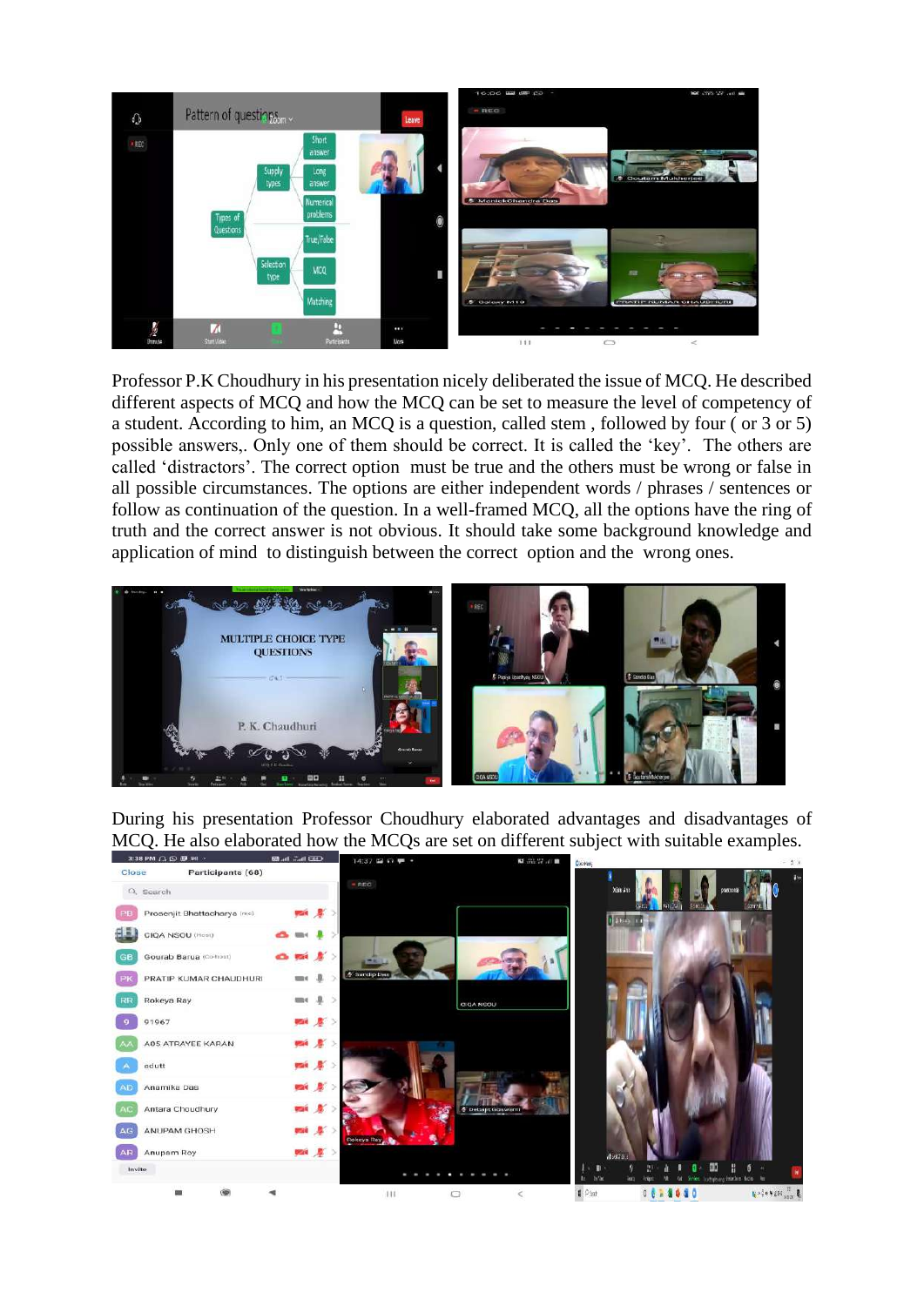Professor P.K Choudhury in his presentation nicely deliberated the issue of MCQ. He described different aspects of MCQ and how the MCQ can be set to measure the level of competency of a student. According to him, an MCQ is a question, called stem , followed by four ( or 3 or 5) possible answers,. Only one of them should be correct. It is called the 'key'. The others are called 'distractors'. The correct option must be true and the others must be wrong or false in all possible circumstances. The options are either independent words / phrases / sentences or follow as continuation of the question. In a well-framed MCQ, all the options have the ring of truth and the correct answer is not obvious. It should take some background knowledge and application of mind to distinguish between the correct option and the wrong ones.

During his presentation Professor Choudhury elaborated advantages and disadvantages of MCQ. He also elaborated how the MCQs are set on different subject with suitable examples.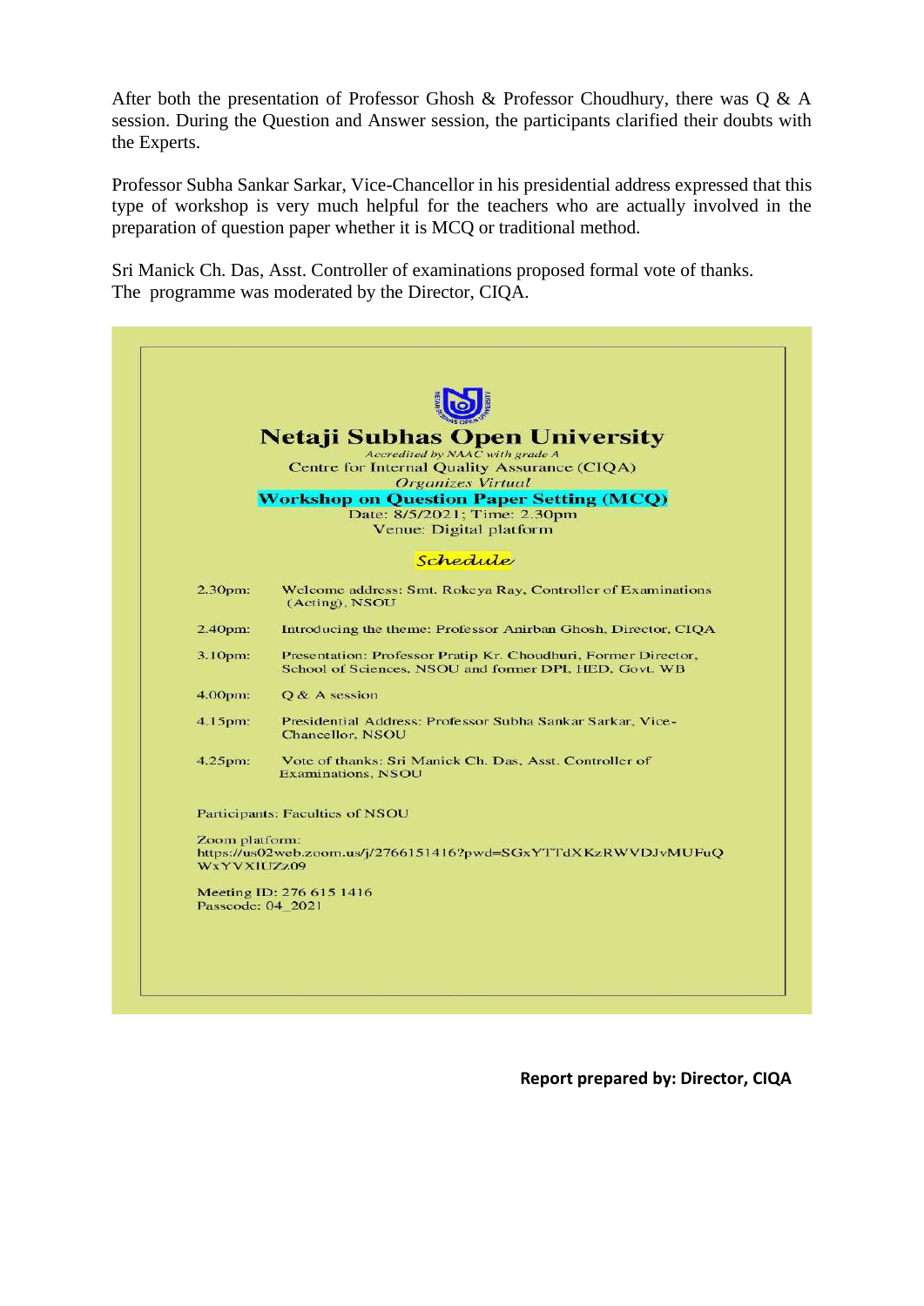After both the presentation of Professor Ghosh & Professor Choudhury, there was Q & A session. During the Question and Answer session, the participants clarified their doubts with the Experts.

Professor Subha Sankar Sarkar, Vice-Chancellor in his presidential address expressed that this type of workshop is very much helpful for the teachers who are actually involved in the preparation of question paper whether it is MCQ or traditional method.

Sri Manick Ch. Das, Asst. Controller of examinations proposed formal vote of thanks.
The programme was moderated by the Director, CIQA.

# Netaji Subhas Open University

*Accredited by NAAC with grade A*

Centre for Internal Quality Assurance (CIQA)

*Organizes Virtual*

**Workshop on Question Paper Setting (MCQ)**

Date: 8/5/2021; Time: 2.30pm

Venue: Digital platform

## *Schedule*

| | |
|---|---|
| 2.30pm: | Welcome address: Smt. Rokeya Ray, Controller of Examinations (Acting), NSOU |
| 2.40pm: | Introducing the theme: Professor Anirban Ghosh, Director, CIQA |
| 3.10pm: | Presentation: Professor Pratip Kr. Choudhuri, Former Director, School of Sciences, NSOU and former DPI, HED, Govt. WB |
| 4.00pm: | Q & A session |
| 4.15pm: | Presidential Address: Professor Subha Sankar Sarkar, Vice-Chancellor, NSOU |
| 4.25pm: | Vote of thanks: Sri Manick Ch. Das, Asst. Controller of Examinations, NSOU |

Participants: Faculties of NSOU

Zoom platform:
https://us02web.zoom.us/j/2766151416?pwd=SGxYTTdXKzRWVDJvMUFuQWxYVXlUZz09

Meeting ID: 276 615 1416
Passcode: 04_2021

**Report prepared by: Director, CIQA**